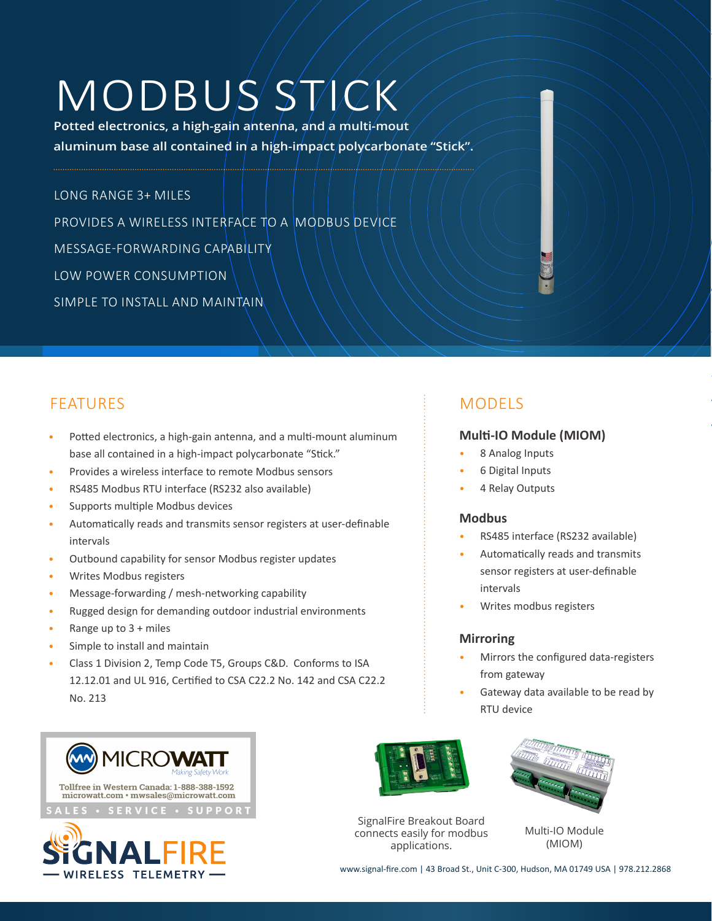# MODBUS STICK

**Potted electronics, a high-gain antenna, and a multi-mout aluminum base all contained in a high-impact polycarbonate “Stick”.**

LONG RANGE 3+ MILES

PROVIDES A WIRELESS INTERFACE TO A MODBUS DEVICE

MESSAGE-FORWARDING CAPABILITY

LOW POWER CONSUMPTION

SIMPLE TO INSTALL AND MAINTAIN

## FEATURES

- Potted electronics, a high-gain antenna, and a multi-mount aluminum base all contained in a high-impact polycarbonate “Stick.”
- Provides a wireless interface to remote Modbus sensors
- RS485 Modbus RTU interface (RS232 also available)
- Supports multiple Modbus devices
- Automatically reads and transmits sensor registers at user-definable intervals
- Outbound capability for sensor Modbus register updates
- Writes Modbus registers
- Message-forwarding / mesh-networking capability
- Rugged design for demanding outdoor industrial environments
- Range up to 3 + miles
- Simple to install and maintain
- Class 1 Division 2, Temp Code T5, Groups C&D. Conforms to ISA 12.12.01 and UL 916, Certified to CSA C22.2 No. 142 and CSA C22.2 No. 213

## MODELS

### Multi-IO Module (MIOM)

- 8 Analog Inputs
- 6 Digital Inputs
- 4 Relay Outputs

### Modbus

- RS485 interface (RS232 available)
- Automatically reads and transmits sensor registers at user-definable intervals
- Writes modbus registers

### Mirroring

- Mirrors the configured data-registers from gateway
- Gateway data available to be read by RTU device

MICROWATT Making Safety Work

Tollfree in Western Canada: 1-888-388-1592
microwatt.com • mwsales@microwatt.com

SALES • SERVICE • SUPPORT

SIGNALFIRE — WIRELESS TELEMETRY —

SignalFire Breakout Board connects easily for modbus applications.

Multi-IO Module (MIOM)

www.signal-fire.com | 43 Broad St., Unit C-300, Hudson, MA 01749 USA | 978.212.2868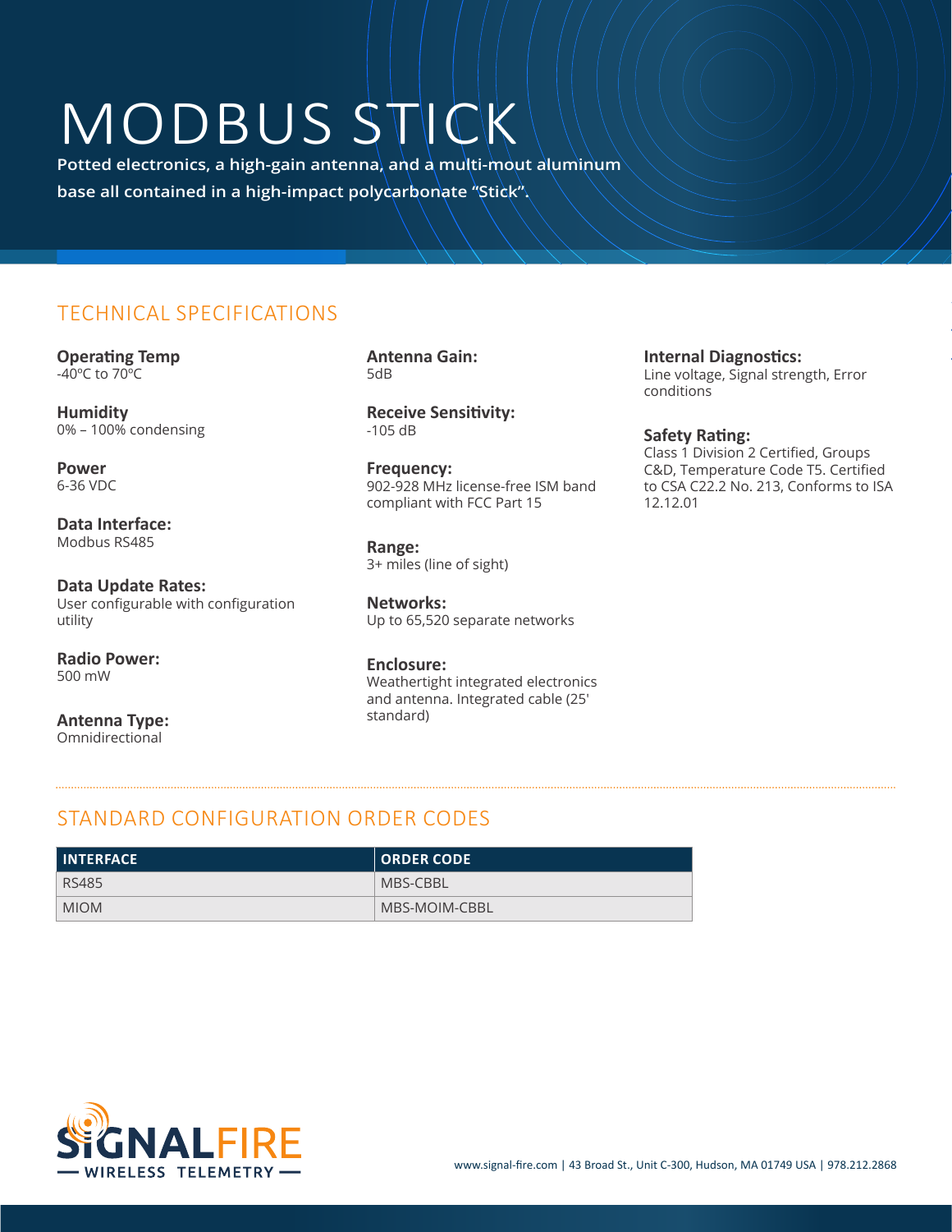# MODBUS STICK

**Potted electronics, a high-gain antenna, and a multi-mout aluminum base all contained in a high-impact polycarbonate "Stick".**

## TECHNICAL SPECIFICATIONS

**Operating Temp**
-40ºC to 70ºC

**Humidity**
0% – 100% condensing

**Power**
6-36 VDC

**Data Interface:**
Modbus RS485

**Data Update Rates:**
User configurable with configuration utility

**Radio Power:**
500 mW

**Antenna Type:**
Omnidirectional

**Antenna Gain:**
5dB

**Receive Sensitivity:**
-105 dB

**Frequency:**
902-928 MHz license-free ISM band compliant with FCC Part 15

**Range:**
3+ miles (line of sight)

**Networks:**
Up to 65,520 separate networks

**Enclosure:**
Weathertight integrated electronics and antenna. Integrated cable (25' standard)

**Internal Diagnostics:**
Line voltage, Signal strength, Error conditions

**Safety Rating:**
Class 1 Division 2 Certified, Groups C&D, Temperature Code T5. Certified to CSA C22.2 No. 213, Conforms to ISA 12.12.01

## STANDARD CONFIGURATION ORDER CODES

| INTERFACE | ORDER CODE |
|---|---|
| RS485 | MBS-CBBL |
| MIOM | MBS-MOIM-CBBL |

SIGNALFIRE — WIRELESS TELEMETRY —

www.signal-fire.com | 43 Broad St., Unit C-300, Hudson, MA 01749 USA | 978.212.2868